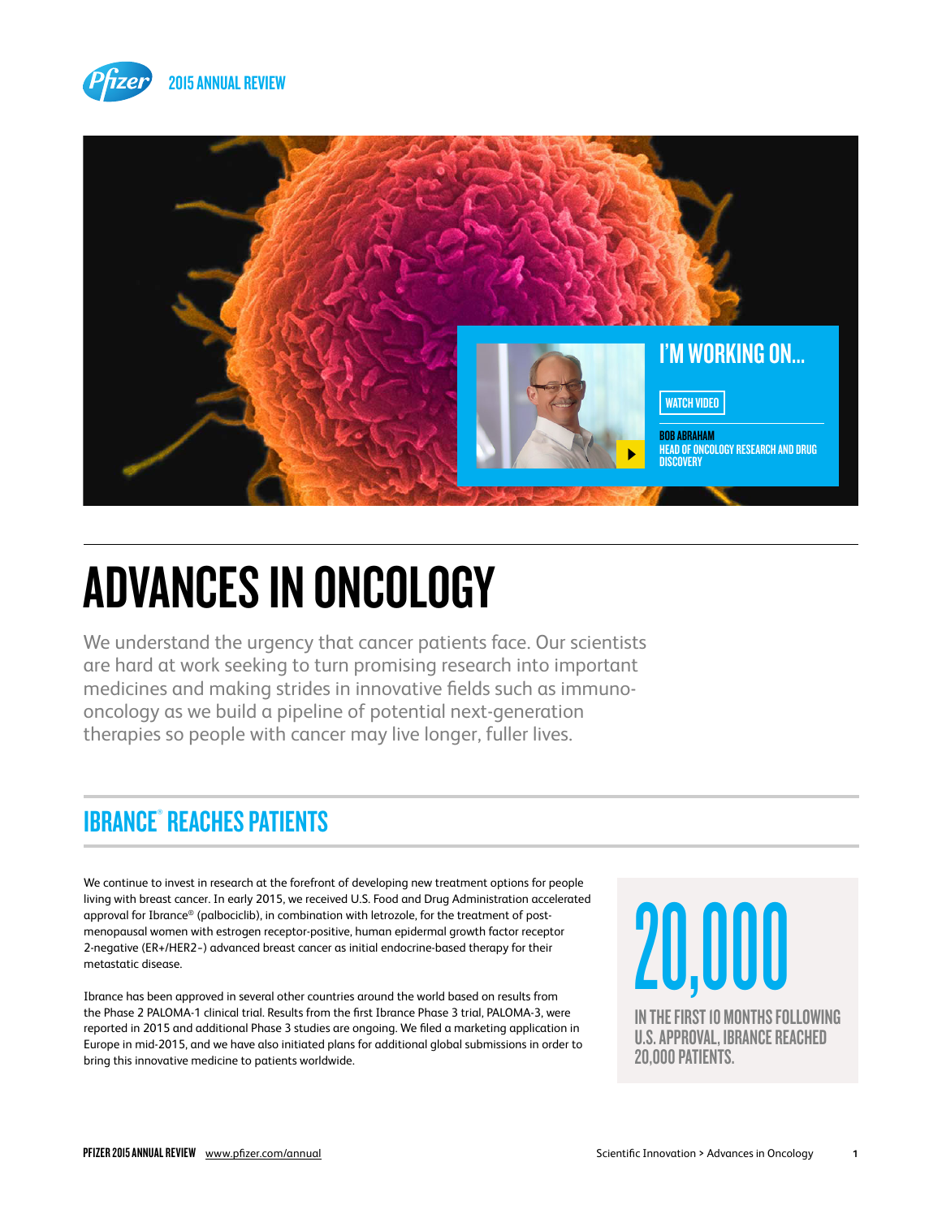I'M WORKING ON...

WATCH VIDEO

BOB ABRAHAM
HEAD OF ONCOLOGY RESEARCH AND DRUG DISCOVERY

# ADVANCES IN ONCOLOGY

We understand the urgency that cancer patients face. Our scientists are hard at work seeking to turn promising research into important medicines and making strides in innovative fields such as immuno-oncology as we build a pipeline of potential next-generation therapies so people with cancer may live longer, fuller lives.

## IBRANCE® REACHES PATIENTS

We continue to invest in research at the forefront of developing new treatment options for people living with breast cancer. In early 2015, we received U.S. Food and Drug Administration accelerated approval for Ibrance® (palbociclib), in combination with letrozole, for the treatment of post-menopausal women with estrogen receptor-positive, human epidermal growth factor receptor 2-negative (ER+/HER2–) advanced breast cancer as initial endocrine-based therapy for their metastatic disease.

Ibrance has been approved in several other countries around the world based on results from the Phase 2 PALOMA-1 clinical trial. Results from the first Ibrance Phase 3 trial, PALOMA-3, were reported in 2015 and additional Phase 3 studies are ongoing. We filed a marketing application in Europe in mid-2015, and we have also initiated plans for additional global submissions in order to bring this innovative medicine to patients worldwide.

**20,000**

IN THE FIRST 10 MONTHS FOLLOWING U.S. APPROVAL, IBRANCE REACHED 20,000 PATIENTS.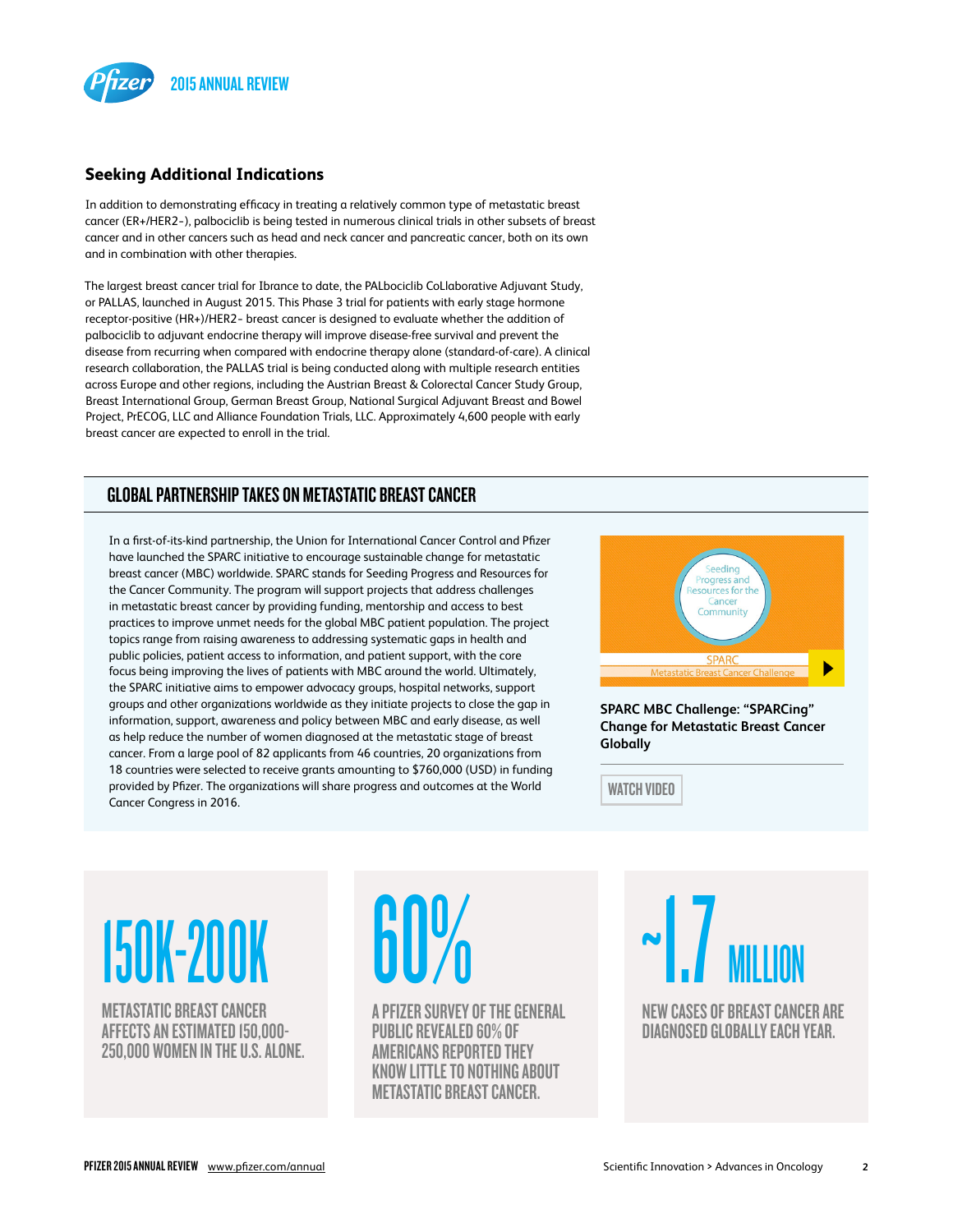## Seeking Additional Indications

In addition to demonstrating efficacy in treating a relatively common type of metastatic breast cancer (ER+/HER2-), palbociclib is being tested in numerous clinical trials in other subsets of breast cancer and in other cancers such as head and neck cancer and pancreatic cancer, both on its own and in combination with other therapies.

The largest breast cancer trial for Ibrance to date, the PALbociclib CoLlaborative Adjuvant Study, or PALLAS, launched in August 2015. This Phase 3 trial for patients with early stage hormone receptor-positive (HR+)/HER2- breast cancer is designed to evaluate whether the addition of palbociclib to adjuvant endocrine therapy will improve disease-free survival and prevent the disease from recurring when compared with endocrine therapy alone (standard-of-care). A clinical research collaboration, the PALLAS trial is being conducted along with multiple research entities across Europe and other regions, including the Austrian Breast & Colorectal Cancer Study Group, Breast International Group, German Breast Group, National Surgical Adjuvant Breast and Bowel Project, PrECOG, LLC and Alliance Foundation Trials, LLC. Approximately 4,600 people with early breast cancer are expected to enroll in the trial.

## GLOBAL PARTNERSHIP TAKES ON METASTATIC BREAST CANCER

In a first-of-its-kind partnership, the Union for International Cancer Control and Pfizer have launched the SPARC initiative to encourage sustainable change for metastatic breast cancer (MBC) worldwide. SPARC stands for Seeding Progress and Resources for the Cancer Community. The program will support projects that address challenges in metastatic breast cancer by providing funding, mentorship and access to best practices to improve unmet needs for the global MBC patient population. The project topics range from raising awareness to addressing systematic gaps in health and public policies, patient access to information, and patient support, with the core focus being improving the lives of patients with MBC around the world. Ultimately, the SPARC initiative aims to empower advocacy groups, hospital networks, support groups and other organizations worldwide as they initiate projects to close the gap in information, support, awareness and policy between MBC and early disease, as well as help reduce the number of women diagnosed at the metastatic stage of breast cancer. From a large pool of 82 applicants from 46 countries, 20 organizations from 18 countries were selected to receive grants amounting to $760,000 (USD) in funding provided by Pfizer. The organizations will share progress and outcomes at the World Cancer Congress in 2016.

Seeding Progress and Resources for the Cancer Community

SPARC
Metastatic Breast Cancer Challenge

**SPARC MBC Challenge: "SPARCing" Change for Metastatic Breast Cancer Globally**

WATCH VIDEO

**150K-200K**

METASTATIC BREAST CANCER AFFECTS AN ESTIMATED 150,000-250,000 WOMEN IN THE U.S. ALONE.

**60%**

A PFIZER SURVEY OF THE GENERAL PUBLIC REVEALED 60% OF AMERICANS REPORTED THEY KNOW LITTLE TO NOTHING ABOUT METASTATIC BREAST CANCER.

**~1.7 MILLION**

NEW CASES OF BREAST CANCER ARE DIAGNOSED GLOBALLY EACH YEAR.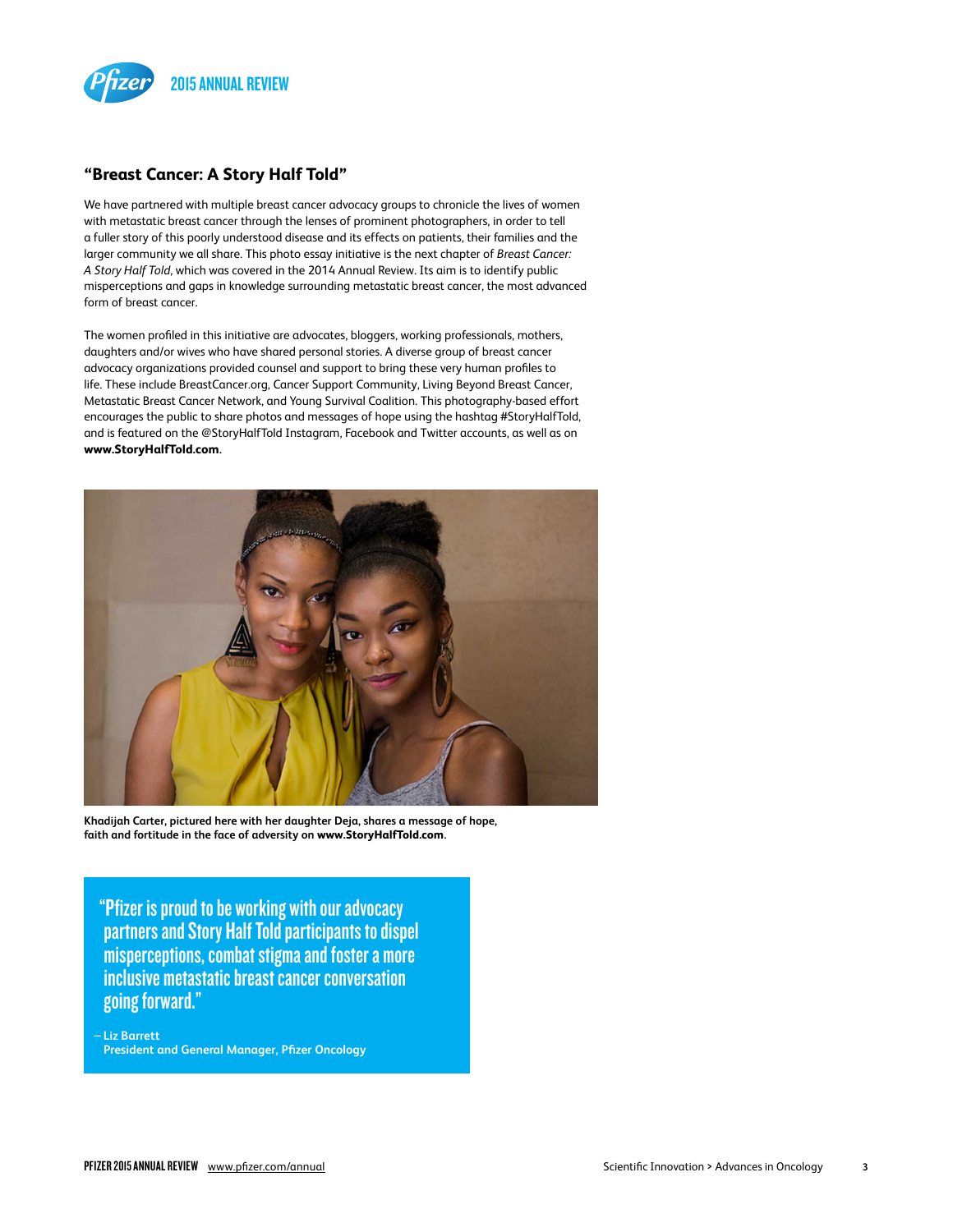## "Breast Cancer: A Story Half Told"

We have partnered with multiple breast cancer advocacy groups to chronicle the lives of women with metastatic breast cancer through the lenses of prominent photographers, in order to tell a fuller story of this poorly understood disease and its effects on patients, their families and the larger community we all share. This photo essay initiative is the next chapter of *Breast Cancer: A Story Half Told*, which was covered in the 2014 Annual Review. Its aim is to identify public misperceptions and gaps in knowledge surrounding metastatic breast cancer, the most advanced form of breast cancer.

The women profiled in this initiative are advocates, bloggers, working professionals, mothers, daughters and/or wives who have shared personal stories. A diverse group of breast cancer advocacy organizations provided counsel and support to bring these very human profiles to life. These include BreastCancer.org, Cancer Support Community, Living Beyond Breast Cancer, Metastatic Breast Cancer Network, and Young Survival Coalition. This photography-based effort encourages the public to share photos and messages of hope using the hashtag #StoryHalfTold, and is featured on the @StoryHalfTold Instagram, Facebook and Twitter accounts, as well as on **www.StoryHalfTold.com**.

**Khadijah Carter, pictured here with her daughter Deja, shares a message of hope, faith and fortitude in the face of adversity on www.StoryHalfTold.com.**

> "Pfizer is proud to be working with our advocacy partners and Story Half Told participants to dispel misperceptions, combat stigma and foster a more inclusive metastatic breast cancer conversation going forward."
>
> – **Liz Barrett**
> **President and General Manager, Pfizer Oncology**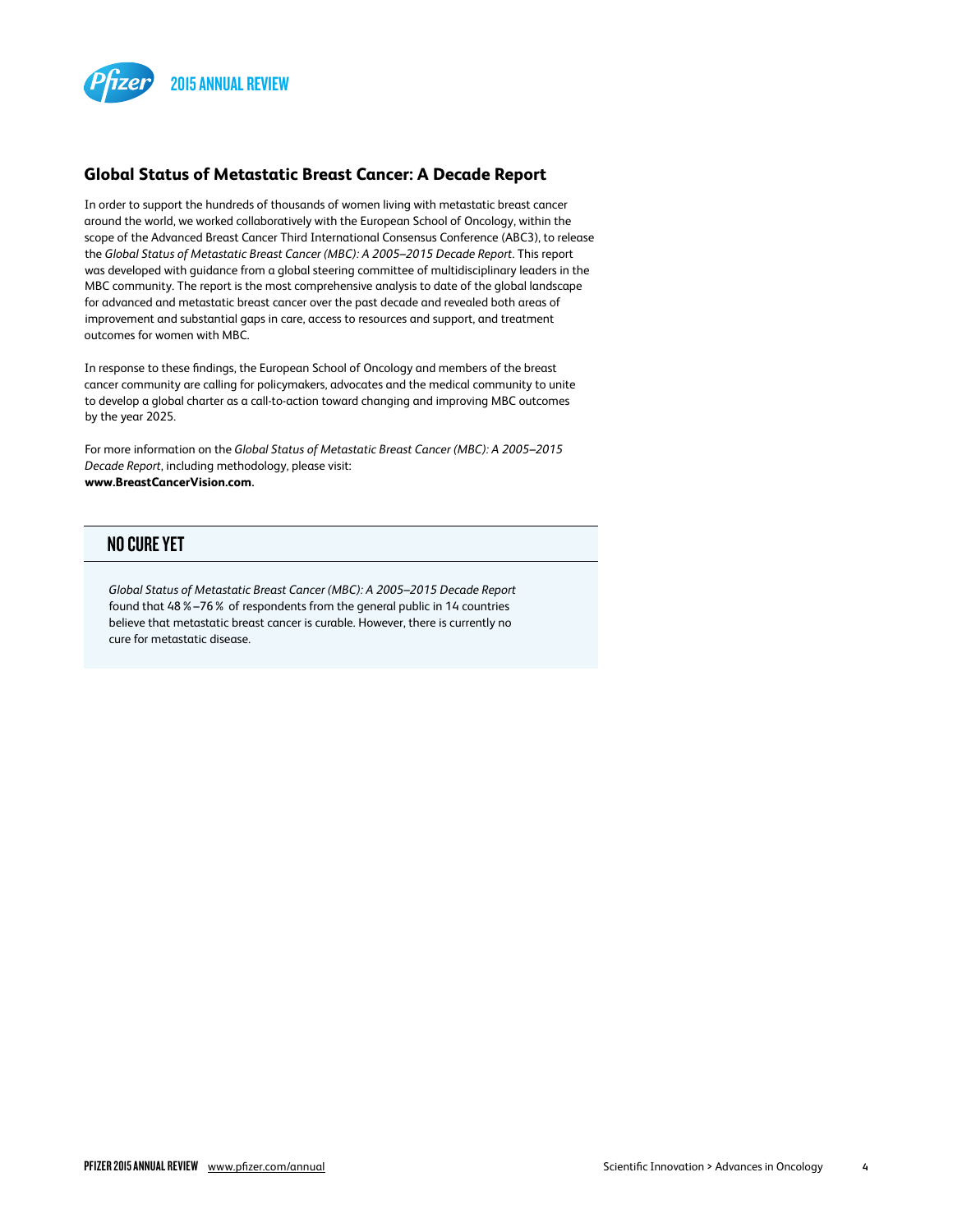## Global Status of Metastatic Breast Cancer: A Decade Report

In order to support the hundreds of thousands of women living with metastatic breast cancer around the world, we worked collaboratively with the European School of Oncology, within the scope of the Advanced Breast Cancer Third International Consensus Conference (ABC3), to release the *Global Status of Metastatic Breast Cancer (MBC): A 2005–2015 Decade Report*. This report was developed with guidance from a global steering committee of multidisciplinary leaders in the MBC community. The report is the most comprehensive analysis to date of the global landscape for advanced and metastatic breast cancer over the past decade and revealed both areas of improvement and substantial gaps in care, access to resources and support, and treatment outcomes for women with MBC.

In response to these findings, the European School of Oncology and members of the breast cancer community are calling for policymakers, advocates and the medical community to unite to develop a global charter as a call-to-action toward changing and improving MBC outcomes by the year 2025.

For more information on the *Global Status of Metastatic Breast Cancer (MBC): A 2005–2015 Decade Report*, including methodology, please visit: **www.BreastCancerVision.com**.

### NO CURE YET

*Global Status of Metastatic Breast Cancer (MBC): A 2005–2015 Decade Report* found that 48%–76% of respondents from the general public in 14 countries believe that metastatic breast cancer is curable. However, there is currently no cure for metastatic disease.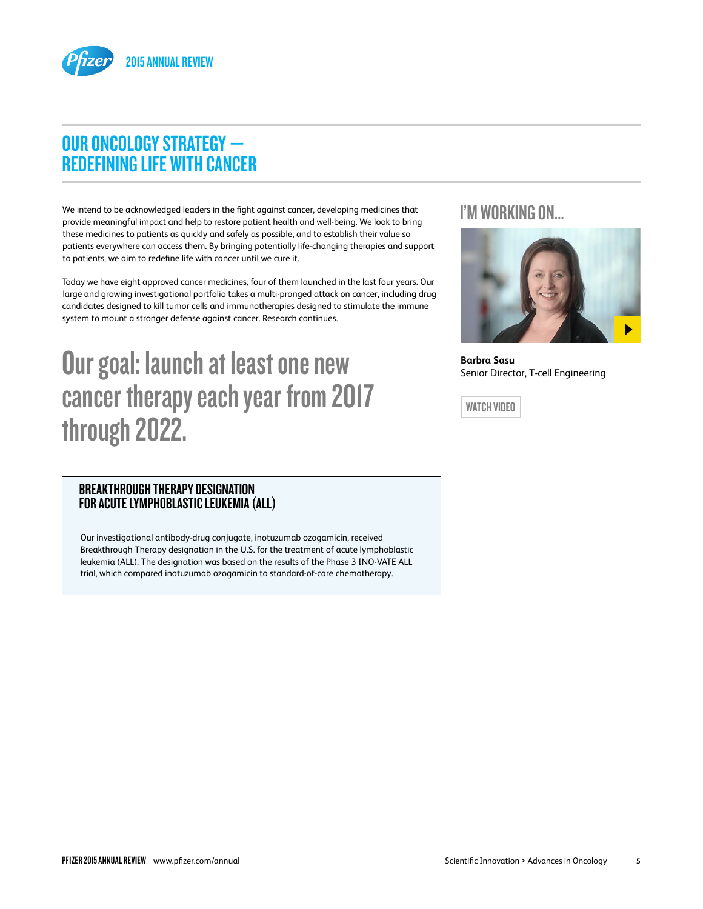# OUR ONCOLOGY STRATEGY — REDEFINING LIFE WITH CANCER

We intend to be acknowledged leaders in the fight against cancer, developing medicines that provide meaningful impact and help to restore patient health and well-being. We look to bring these medicines to patients as quickly and safely as possible, and to establish their value so patients everywhere can access them. By bringing potentially life-changing therapies and support to patients, we aim to redefine life with cancer until we cure it.

Today we have eight approved cancer medicines, four of them launched in the last four years. Our large and growing investigational portfolio takes a multi-pronged attack on cancer, including drug candidates designed to kill tumor cells and immunotherapies designed to stimulate the immune system to mount a stronger defense against cancer. Research continues.

## Our goal: launch at least one new cancer therapy each year from 2017 through 2022.

### BREAKTHROUGH THERAPY DESIGNATION FOR ACUTE LYMPHOBLASTIC LEUKEMIA (ALL)

Our investigational antibody-drug conjugate, inotuzumab ozogamicin, received Breakthrough Therapy designation in the U.S. for the treatment of acute lymphoblastic leukemia (ALL). The designation was based on the results of the Phase 3 INO-VATE ALL trial, which compared inotuzumab ozogamicin to standard-of-care chemotherapy.

## I'M WORKING ON...

**Barbra Sasu**
Senior Director, T-cell Engineering

WATCH VIDEO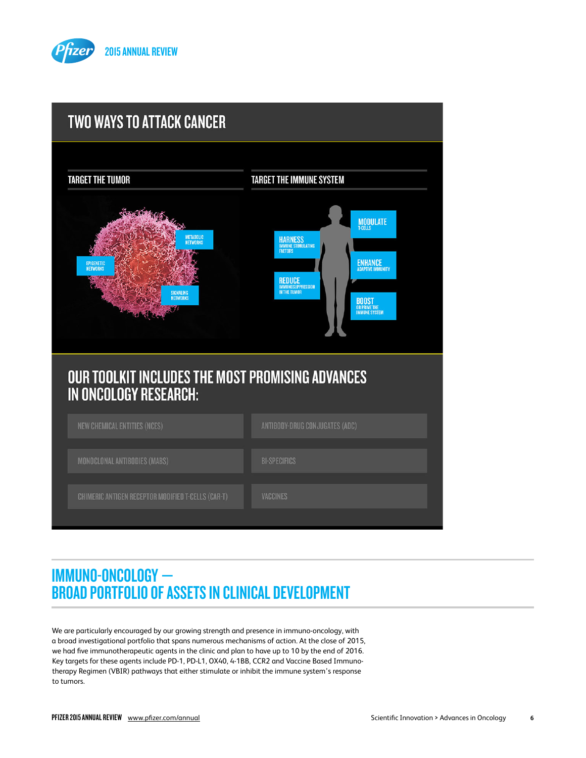## TWO WAYS TO ATTACK CANCER

### TARGET THE TUMOR

- EPIGENETIC NETWORKS
- METABOLIC NETWORKS
- SIGNALING NETWORKS

### TARGET THE IMMUNE SYSTEM

- HARNESS IMMUNE STIMULATING FACTORS
- REDUCE IMMUNOSUPPRESSION IN THE TUMOR
- MODULATE T-CELLS
- ENHANCE ADAPTIVE IMMUNITY
- BOOST OR PRIME THE IMMUNE SYSTEM

## OUR TOOLKIT INCLUDES THE MOST PROMISING ADVANCES IN ONCOLOGY RESEARCH:

- NEW CHEMICAL ENTITIES (NCES)
- ANTIBODY-DRUG CONJUGATES (ADC)
- MONOCLONAL ANTIBODIES (MABS)
- BI-SPECIFICS
- CHIMERIC ANTIGEN RECEPTOR MODIFIED T-CELLS (CAR-T)
- VACCINES

## IMMUNO-ONCOLOGY — BROAD PORTFOLIO OF ASSETS IN CLINICAL DEVELOPMENT

We are particularly encouraged by our growing strength and presence in immuno-oncology, with a broad investigational portfolio that spans numerous mechanisms of action. At the close of 2015, we had five immunotherapeutic agents in the clinic and plan to have up to 10 by the end of 2016. Key targets for these agents include PD-1, PD-L1, OX40, 4-1BB, CCR2 and Vaccine Based Immuno-therapy Regimen (VBIR) pathways that either stimulate or inhibit the immune system's response to tumors.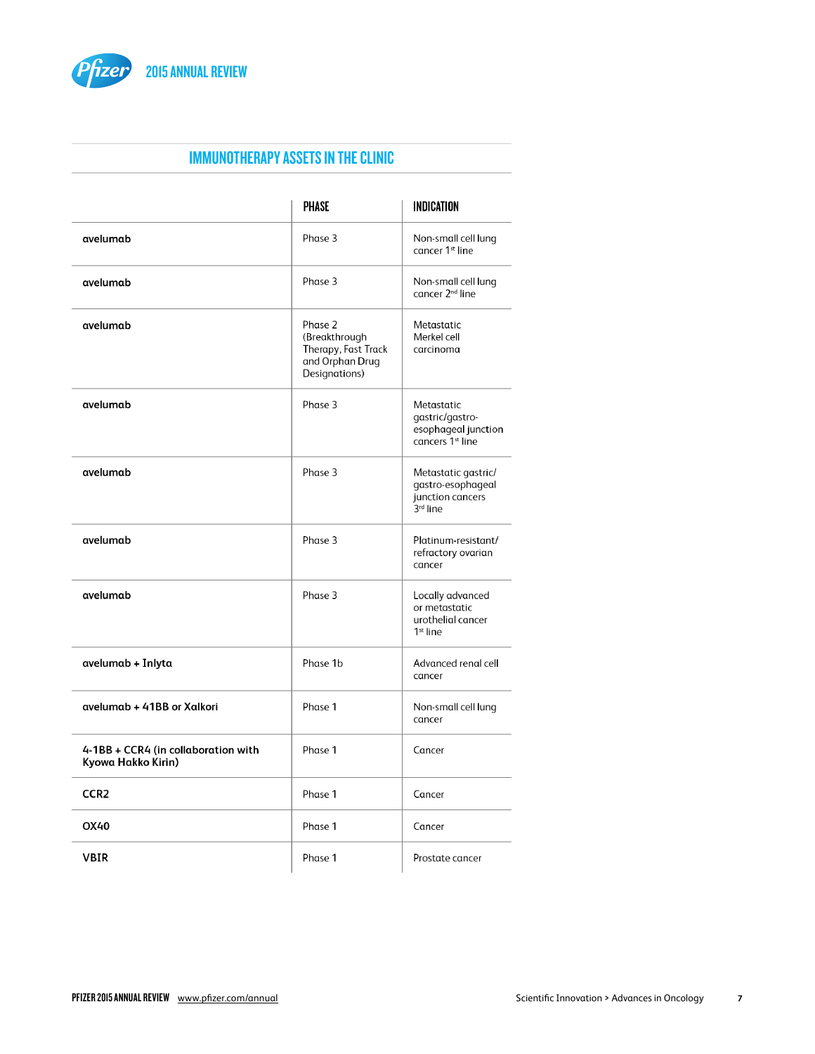## IMMUNOTHERAPY ASSETS IN THE CLINIC

| | PHASE | INDICATION |
|---|---|---|
| **avelumab** | Phase 3 | Non-small cell lung cancer 1st line |
| **avelumab** | Phase 3 | Non-small cell lung cancer 2nd line |
| **avelumab** | Phase 2 (Breakthrough Therapy, Fast Track and Orphan Drug Designations) | Metastatic Merkel cell carcinoma |
| **avelumab** | Phase 3 | Metastatic gastric/gastro-esophageal junction cancers 1st line |
| **avelumab** | Phase 3 | Metastatic gastric/gastro-esophageal junction cancers 3rd line |
| **avelumab** | Phase 3 | Platinum-resistant/refractory ovarian cancer |
| **avelumab** | Phase 3 | Locally advanced or metastatic urothelial cancer 1st line |
| **avelumab + Inlyta** | Phase 1b | Advanced renal cell cancer |
| **avelumab + 41BB or Xalkori** | Phase 1 | Non-small cell lung cancer |
| **4-1BB + CCR4 (in collaboration with Kyowa Hakko Kirin)** | Phase 1 | Cancer |
| **CCR2** | Phase 1 | Cancer |
| **OX40** | Phase 1 | Cancer |
| **VBIR** | Phase 1 | Prostate cancer |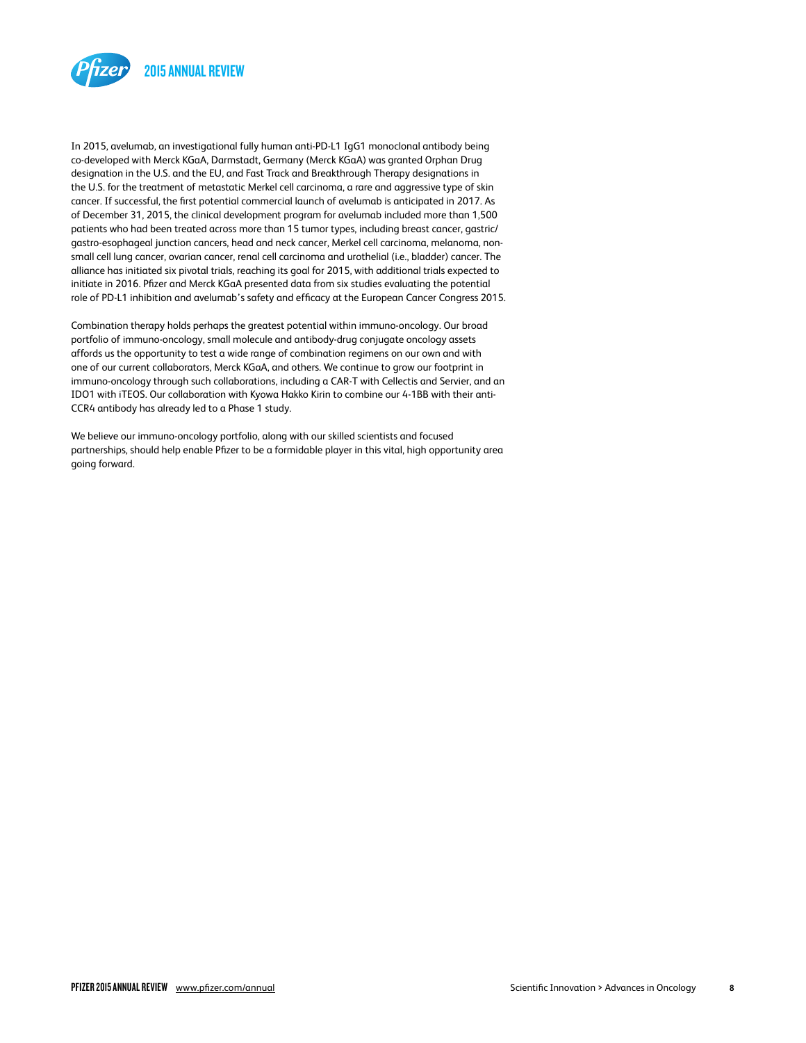In 2015, avelumab, an investigational fully human anti-PD-L1 IgG1 monoclonal antibody being co-developed with Merck KGaA, Darmstadt, Germany (Merck KGaA) was granted Orphan Drug designation in the U.S. and the EU, and Fast Track and Breakthrough Therapy designations in the U.S. for the treatment of metastatic Merkel cell carcinoma, a rare and aggressive type of skin cancer. If successful, the first potential commercial launch of avelumab is anticipated in 2017. As of December 31, 2015, the clinical development program for avelumab included more than 1,500 patients who had been treated across more than 15 tumor types, including breast cancer, gastric/gastro-esophageal junction cancers, head and neck cancer, Merkel cell carcinoma, melanoma, non-small cell lung cancer, ovarian cancer, renal cell carcinoma and urothelial (i.e., bladder) cancer. The alliance has initiated six pivotal trials, reaching its goal for 2015, with additional trials expected to initiate in 2016. Pfizer and Merck KGaA presented data from six studies evaluating the potential role of PD-L1 inhibition and avelumab's safety and efficacy at the European Cancer Congress 2015.

Combination therapy holds perhaps the greatest potential within immuno-oncology. Our broad portfolio of immuno-oncology, small molecule and antibody-drug conjugate oncology assets affords us the opportunity to test a wide range of combination regimens on our own and with one of our current collaborators, Merck KGaA, and others. We continue to grow our footprint in immuno-oncology through such collaborations, including a CAR-T with Cellectis and Servier, and an IDO1 with iTEOS. Our collaboration with Kyowa Hakko Kirin to combine our 4-1BB with their anti-CCR4 antibody has already led to a Phase 1 study.

We believe our immuno-oncology portfolio, along with our skilled scientists and focused partnerships, should help enable Pfizer to be a formidable player in this vital, high opportunity area going forward.